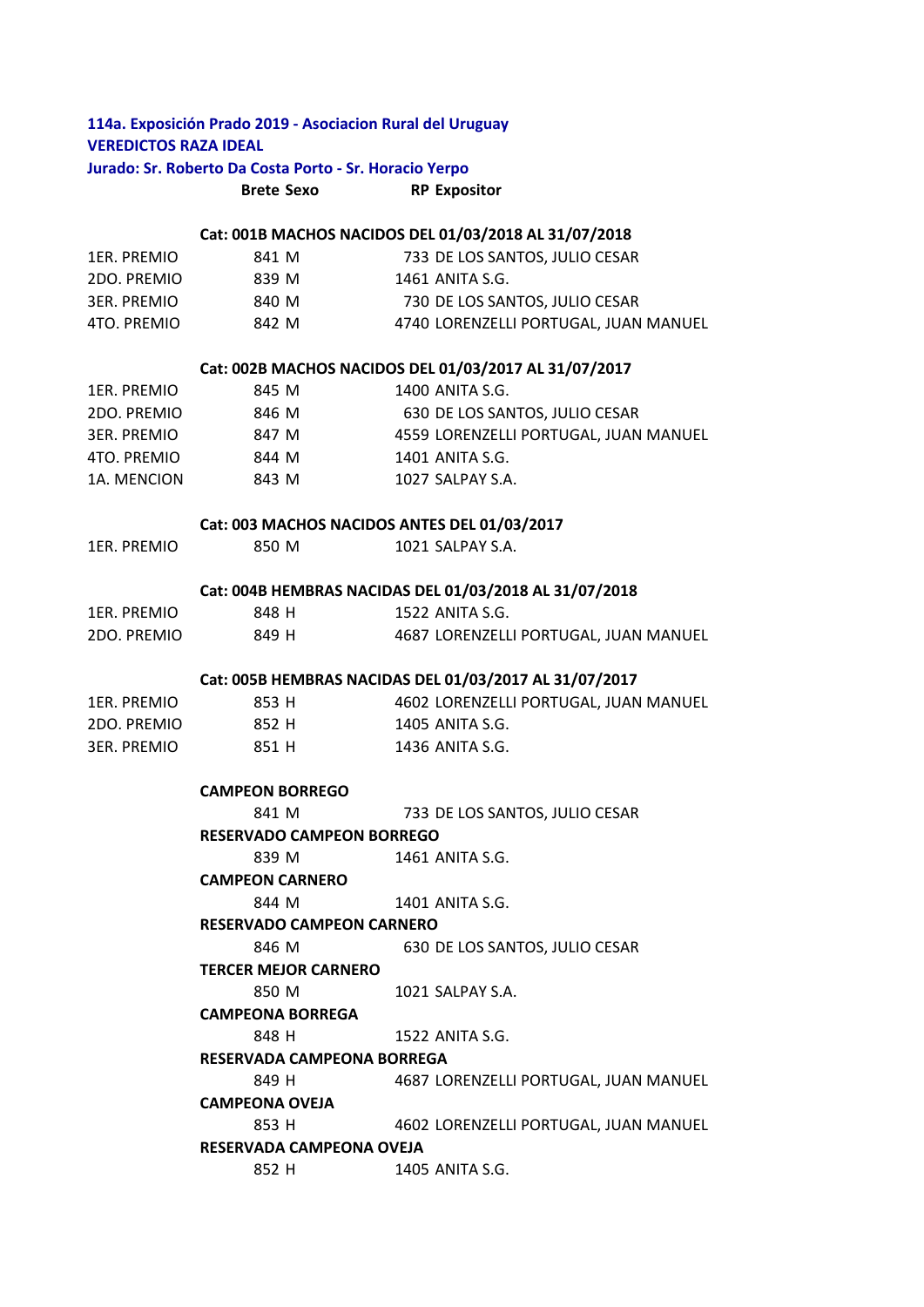**114a. Exposición Prado 2019 - Asociacion Rural del Uruguay**

**VEREDICTOS RAZA IDEAL**

**Jurado: Sr. Roberto Da Costa Porto - Sr. Horacio Yerpo**

| | Brete | Sexo | RP | Expositor |
|---|---|---|---|---|
| **Cat: 001B MACHOS NACIDOS DEL 01/03/2018 AL 31/07/2018** | | | | |
| 1ER. PREMIO | 841 | M | 733 | DE LOS SANTOS, JULIO CESAR |
| 2DO. PREMIO | 839 | M | 1461 | ANITA S.G. |
| 3ER. PREMIO | 840 | M | 730 | DE LOS SANTOS, JULIO CESAR |
| 4TO. PREMIO | 842 | M | 4740 | LORENZELLI PORTUGAL, JUAN MANUEL |
| **Cat: 002B MACHOS NACIDOS DEL 01/03/2017 AL 31/07/2017** | | | | |
| 1ER. PREMIO | 845 | M | 1400 | ANITA S.G. |
| 2DO. PREMIO | 846 | M | 630 | DE LOS SANTOS, JULIO CESAR |
| 3ER. PREMIO | 847 | M | 4559 | LORENZELLI PORTUGAL, JUAN MANUEL |
| 4TO. PREMIO | 844 | M | 1401 | ANITA S.G. |
| 1A. MENCION | 843 | M | 1027 | SALPAY S.A. |
| **Cat: 003 MACHOS NACIDOS ANTES DEL 01/03/2017** | | | | |
| 1ER. PREMIO | 850 | M | 1021 | SALPAY S.A. |
| **Cat: 004B HEMBRAS NACIDAS DEL 01/03/2018 AL 31/07/2018** | | | | |
| 1ER. PREMIO | 848 | H | 1522 | ANITA S.G. |
| 2DO. PREMIO | 849 | H | 4687 | LORENZELLI PORTUGAL, JUAN MANUEL |
| **Cat: 005B HEMBRAS NACIDAS DEL 01/03/2017 AL 31/07/2017** | | | | |
| 1ER. PREMIO | 853 | H | 4602 | LORENZELLI PORTUGAL, JUAN MANUEL |
| 2DO. PREMIO | 852 | H | 1405 | ANITA S.G. |
| 3ER. PREMIO | 851 | H | 1436 | ANITA S.G. |

| Premio | Brete | Sexo | RP | Expositor |
|---|---|---|---|---|
| **CAMPEON BORREGO** | 841 | M | 733 | DE LOS SANTOS, JULIO CESAR |
| **RESERVADO CAMPEON BORREGO** | 839 | M | 1461 | ANITA S.G. |
| **CAMPEON CARNERO** | 844 | M | 1401 | ANITA S.G. |
| **RESERVADO CAMPEON CARNERO** | 846 | M | 630 | DE LOS SANTOS, JULIO CESAR |
| **TERCER MEJOR CARNERO** | 850 | M | 1021 | SALPAY S.A. |
| **CAMPEONA BORREGA** | 848 | H | 1522 | ANITA S.G. |
| **RESERVADA CAMPEONA BORREGA** | 849 | H | 4687 | LORENZELLI PORTUGAL, JUAN MANUEL |
| **CAMPEONA OVEJA** | 853 | H | 4602 | LORENZELLI PORTUGAL, JUAN MANUEL |
| **RESERVADA CAMPEONA OVEJA** | 852 | H | 1405 | ANITA S.G. |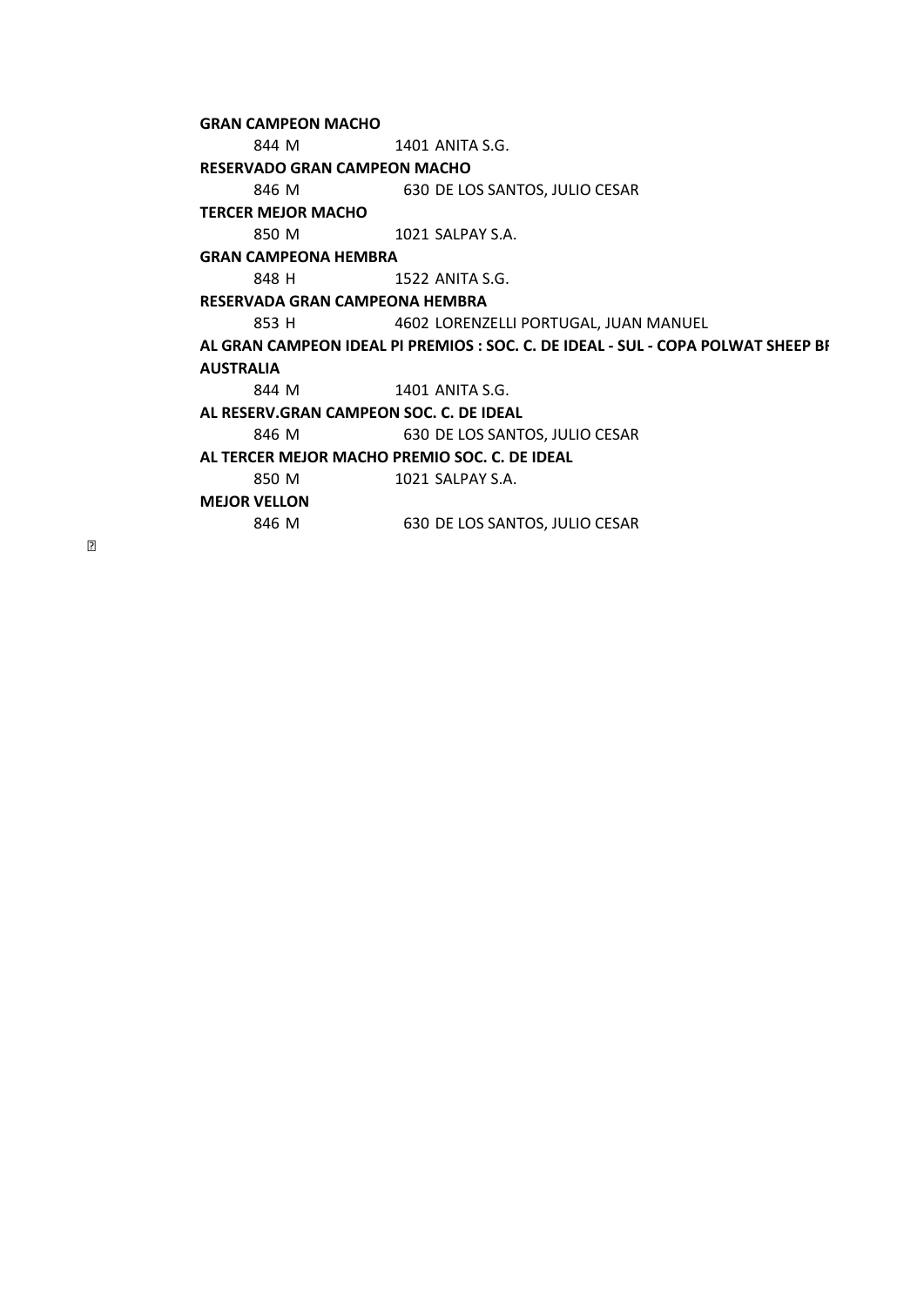**GRAN CAMPEON MACHO**

844 M 1401 ANITA S.G.

**RESERVADO GRAN CAMPEON MACHO**

846 M 630 DE LOS SANTOS, JULIO CESAR

**TERCER MEJOR MACHO**

850 M 1021 SALPAY S.A.

**GRAN CAMPEONA HEMBRA**

848 H 1522 ANITA S.G.

**RESERVADA GRAN CAMPEONA HEMBRA**

853 H 4602 LORENZELLI PORTUGAL, JUAN MANUEL

**AL GRAN CAMPEON IDEAL PI PREMIOS : SOC. C. DE IDEAL - SUL - COPA POLWAT SHEEP BI AUSTRALIA**

844 M 1401 ANITA S.G.

**AL RESERV.GRAN CAMPEON SOC. C. DE IDEAL**

846 M 630 DE LOS SANTOS, JULIO CESAR

**AL TERCER MEJOR MACHO PREMIO SOC. C. DE IDEAL**

850 M 1021 SALPAY S.A.

**MEJOR VELLON**

846 M 630 DE LOS SANTOS, JULIO CESAR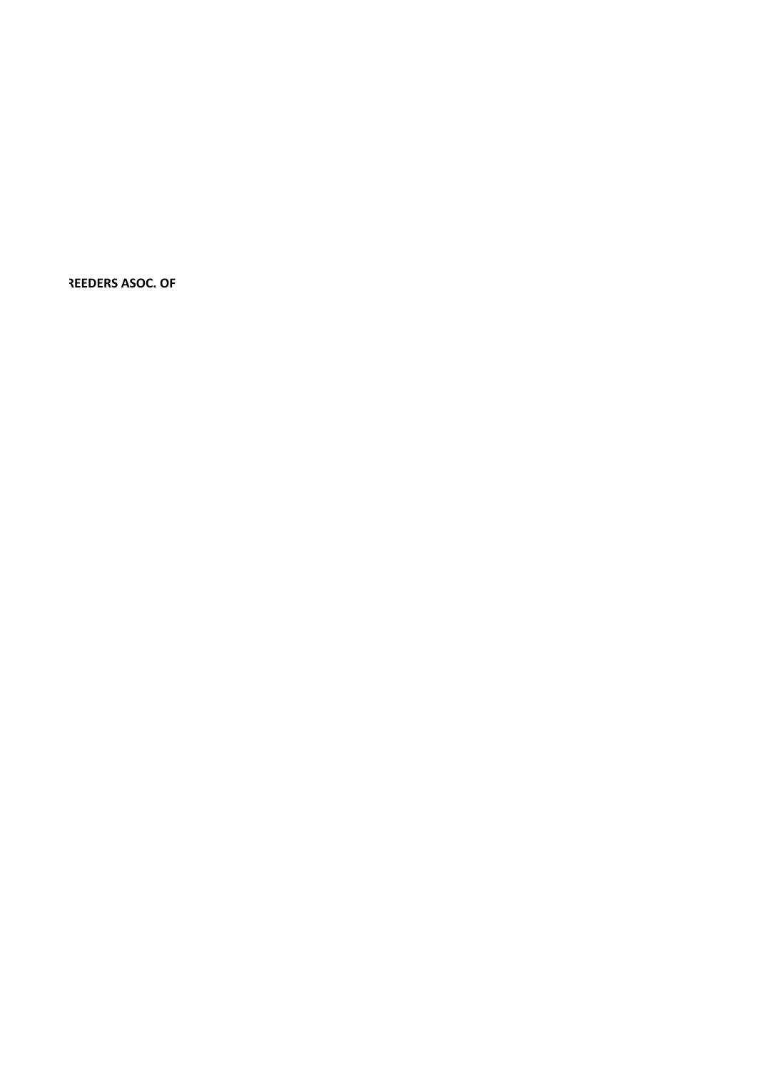**REEDERS ASOC. OF**